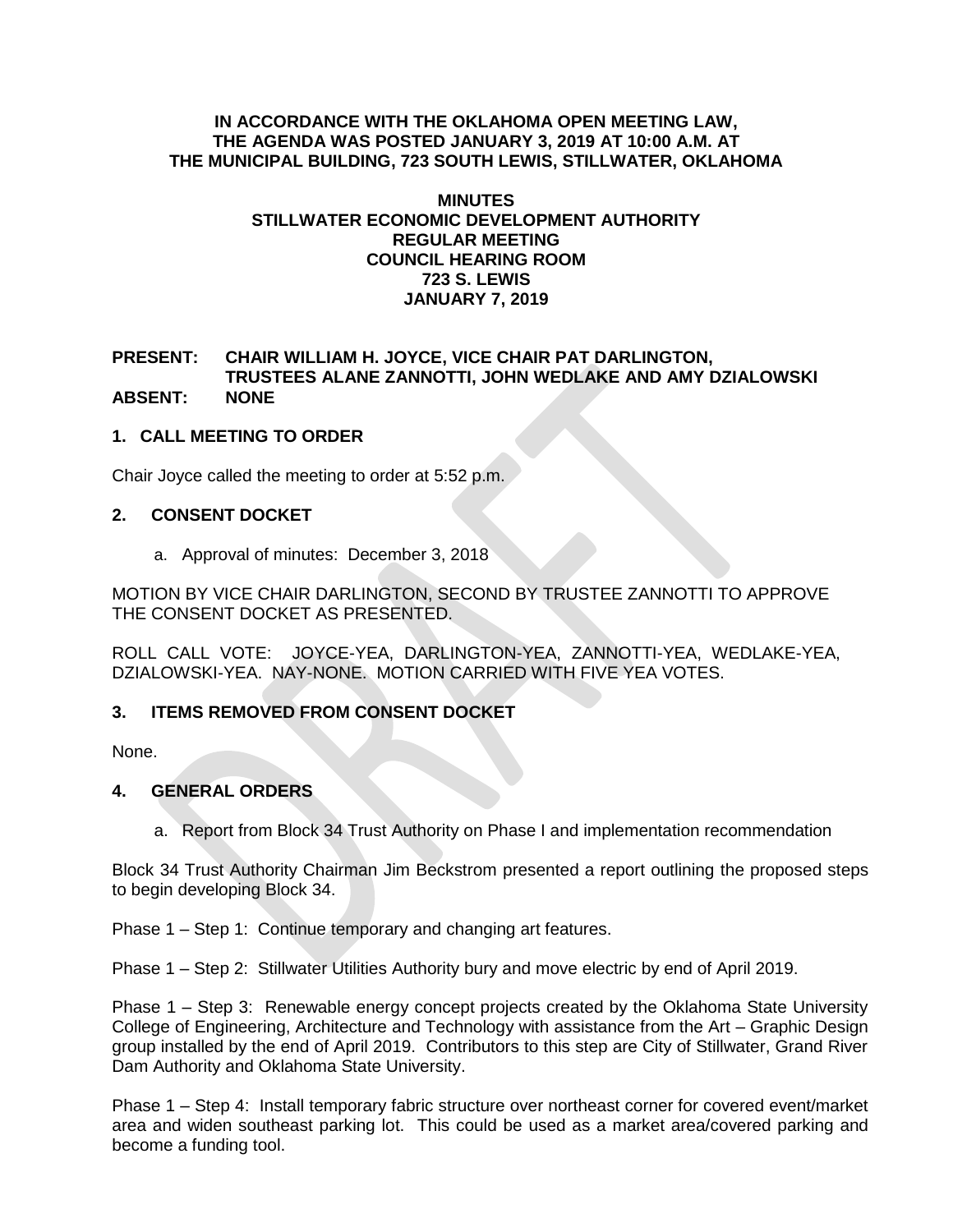**IN ACCORDANCE WITH THE OKLAHOMA OPEN MEETING LAW, THE AGENDA WAS POSTED JANUARY 3, 2019 AT 10:00 A.M. AT THE MUNICIPAL BUILDING, 723 SOUTH LEWIS, STILLWATER, OKLAHOMA**

# MINUTES
## STILLWATER ECONOMIC DEVELOPMENT AUTHORITY
## REGULAR MEETING
## COUNCIL HEARING ROOM
## 723 S. LEWIS
## JANUARY 7, 2019

**PRESENT:** **CHAIR WILLIAM H. JOYCE, VICE CHAIR PAT DARLINGTON, TRUSTEES ALANE ZANNOTTI, JOHN WEDLAKE AND AMY DZIALOWSKI**
**ABSENT:** **NONE**

### 1. CALL MEETING TO ORDER

Chair Joyce called the meeting to order at 5:52 p.m.

### 2. CONSENT DOCKET

a. Approval of minutes: December 3, 2018

MOTION BY VICE CHAIR DARLINGTON, SECOND BY TRUSTEE ZANNOTTI TO APPROVE THE CONSENT DOCKET AS PRESENTED.

ROLL CALL VOTE: JOYCE-YEA, DARLINGTON-YEA, ZANNOTTI-YEA, WEDLAKE-YEA, DZIALOWSKI-YEA. NAY-NONE. MOTION CARRIED WITH FIVE YEA VOTES.

### 3. ITEMS REMOVED FROM CONSENT DOCKET

None.

### 4. GENERAL ORDERS

a. Report from Block 34 Trust Authority on Phase I and implementation recommendation

Block 34 Trust Authority Chairman Jim Beckstrom presented a report outlining the proposed steps to begin developing Block 34.

Phase 1 – Step 1: Continue temporary and changing art features.

Phase 1 – Step 2: Stillwater Utilities Authority bury and move electric by end of April 2019.

Phase 1 – Step 3: Renewable energy concept projects created by the Oklahoma State University College of Engineering, Architecture and Technology with assistance from the Art – Graphic Design group installed by the end of April 2019. Contributors to this step are City of Stillwater, Grand River Dam Authority and Oklahoma State University.

Phase 1 – Step 4: Install temporary fabric structure over northeast corner for covered event/market area and widen southeast parking lot. This could be used as a market area/covered parking and become a funding tool.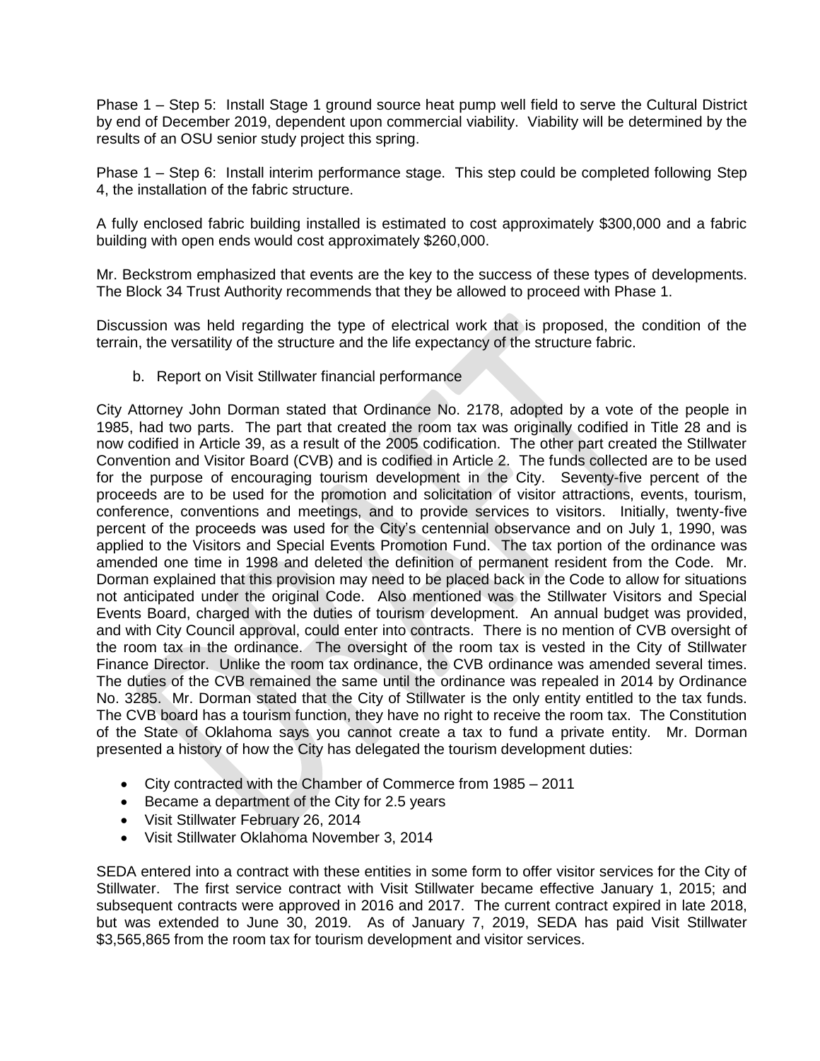Phase 1 – Step 5: Install Stage 1 ground source heat pump well field to serve the Cultural District by end of December 2019, dependent upon commercial viability. Viability will be determined by the results of an OSU senior study project this spring.

Phase 1 – Step 6: Install interim performance stage. This step could be completed following Step 4, the installation of the fabric structure.

A fully enclosed fabric building installed is estimated to cost approximately $300,000 and a fabric building with open ends would cost approximately $260,000.

Mr. Beckstrom emphasized that events are the key to the success of these types of developments. The Block 34 Trust Authority recommends that they be allowed to proceed with Phase 1.

Discussion was held regarding the type of electrical work that is proposed, the condition of the terrain, the versatility of the structure and the life expectancy of the structure fabric.

b. Report on Visit Stillwater financial performance

City Attorney John Dorman stated that Ordinance No. 2178, adopted by a vote of the people in 1985, had two parts. The part that created the room tax was originally codified in Title 28 and is now codified in Article 39, as a result of the 2005 codification. The other part created the Stillwater Convention and Visitor Board (CVB) and is codified in Article 2. The funds collected are to be used for the purpose of encouraging tourism development in the City. Seventy-five percent of the proceeds are to be used for the promotion and solicitation of visitor attractions, events, tourism, conference, conventions and meetings, and to provide services to visitors. Initially, twenty-five percent of the proceeds was used for the City's centennial observance and on July 1, 1990, was applied to the Visitors and Special Events Promotion Fund. The tax portion of the ordinance was amended one time in 1998 and deleted the definition of permanent resident from the Code. Mr. Dorman explained that this provision may need to be placed back in the Code to allow for situations not anticipated under the original Code. Also mentioned was the Stillwater Visitors and Special Events Board, charged with the duties of tourism development. An annual budget was provided, and with City Council approval, could enter into contracts. There is no mention of CVB oversight of the room tax in the ordinance. The oversight of the room tax is vested in the City of Stillwater Finance Director. Unlike the room tax ordinance, the CVB ordinance was amended several times. The duties of the CVB remained the same until the ordinance was repealed in 2014 by Ordinance No. 3285. Mr. Dorman stated that the City of Stillwater is the only entity entitled to the tax funds. The CVB board has a tourism function, they have no right to receive the room tax. The Constitution of the State of Oklahoma says you cannot create a tax to fund a private entity. Mr. Dorman presented a history of how the City has delegated the tourism development duties:

- City contracted with the Chamber of Commerce from 1985 – 2011
- Became a department of the City for 2.5 years
- Visit Stillwater February 26, 2014
- Visit Stillwater Oklahoma November 3, 2014

SEDA entered into a contract with these entities in some form to offer visitor services for the City of Stillwater. The first service contract with Visit Stillwater became effective January 1, 2015; and subsequent contracts were approved in 2016 and 2017. The current contract expired in late 2018, but was extended to June 30, 2019. As of January 7, 2019, SEDA has paid Visit Stillwater $3,565,865 from the room tax for tourism development and visitor services.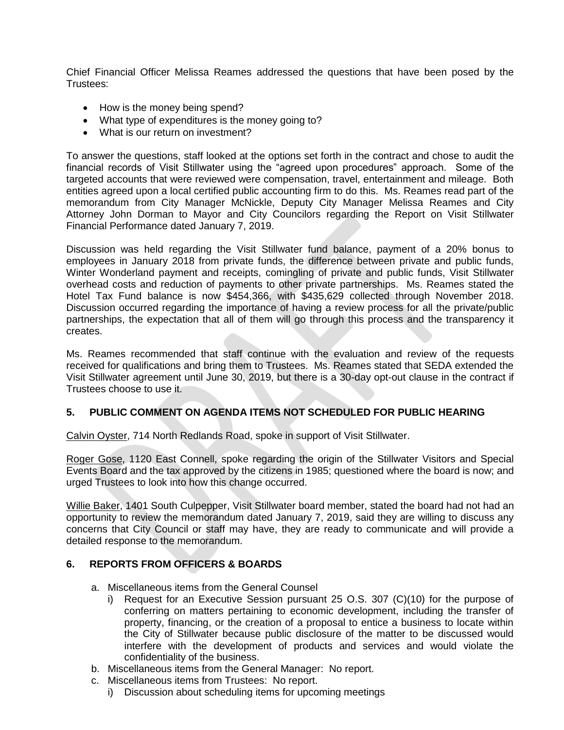Chief Financial Officer Melissa Reames addressed the questions that have been posed by the Trustees:

- How is the money being spend?
- What type of expenditures is the money going to?
- What is our return on investment?

To answer the questions, staff looked at the options set forth in the contract and chose to audit the financial records of Visit Stillwater using the "agreed upon procedures" approach. Some of the targeted accounts that were reviewed were compensation, travel, entertainment and mileage. Both entities agreed upon a local certified public accounting firm to do this. Ms. Reames read part of the memorandum from City Manager McNickle, Deputy City Manager Melissa Reames and City Attorney John Dorman to Mayor and City Councilors regarding the Report on Visit Stillwater Financial Performance dated January 7, 2019.

Discussion was held regarding the Visit Stillwater fund balance, payment of a 20% bonus to employees in January 2018 from private funds, the difference between private and public funds, Winter Wonderland payment and receipts, comingling of private and public funds, Visit Stillwater overhead costs and reduction of payments to other private partnerships. Ms. Reames stated the Hotel Tax Fund balance is now $454,366, with $435,629 collected through November 2018. Discussion occurred regarding the importance of having a review process for all the private/public partnerships, the expectation that all of them will go through this process and the transparency it creates.

Ms. Reames recommended that staff continue with the evaluation and review of the requests received for qualifications and bring them to Trustees. Ms. Reames stated that SEDA extended the Visit Stillwater agreement until June 30, 2019, but there is a 30-day opt-out clause in the contract if Trustees choose to use it.

## 5. PUBLIC COMMENT ON AGENDA ITEMS NOT SCHEDULED FOR PUBLIC HEARING

Calvin Oyster, 714 North Redlands Road, spoke in support of Visit Stillwater.

Roger Gose, 1120 East Connell, spoke regarding the origin of the Stillwater Visitors and Special Events Board and the tax approved by the citizens in 1985; questioned where the board is now; and urged Trustees to look into how this change occurred.

Willie Baker, 1401 South Culpepper, Visit Stillwater board member, stated the board had not had an opportunity to review the memorandum dated January 7, 2019, said they are willing to discuss any concerns that City Council or staff may have, they are ready to communicate and will provide a detailed response to the memorandum.

## 6. REPORTS FROM OFFICERS & BOARDS

a. Miscellaneous items from the General Counsel
   i) Request for an Executive Session pursuant 25 O.S. 307 (C)(10) for the purpose of conferring on matters pertaining to economic development, including the transfer of property, financing, or the creation of a proposal to entice a business to locate within the City of Stillwater because public disclosure of the matter to be discussed would interfere with the development of products and services and would violate the confidentiality of the business.

b. Miscellaneous items from the General Manager: No report.

c. Miscellaneous items from Trustees: No report.
   i) Discussion about scheduling items for upcoming meetings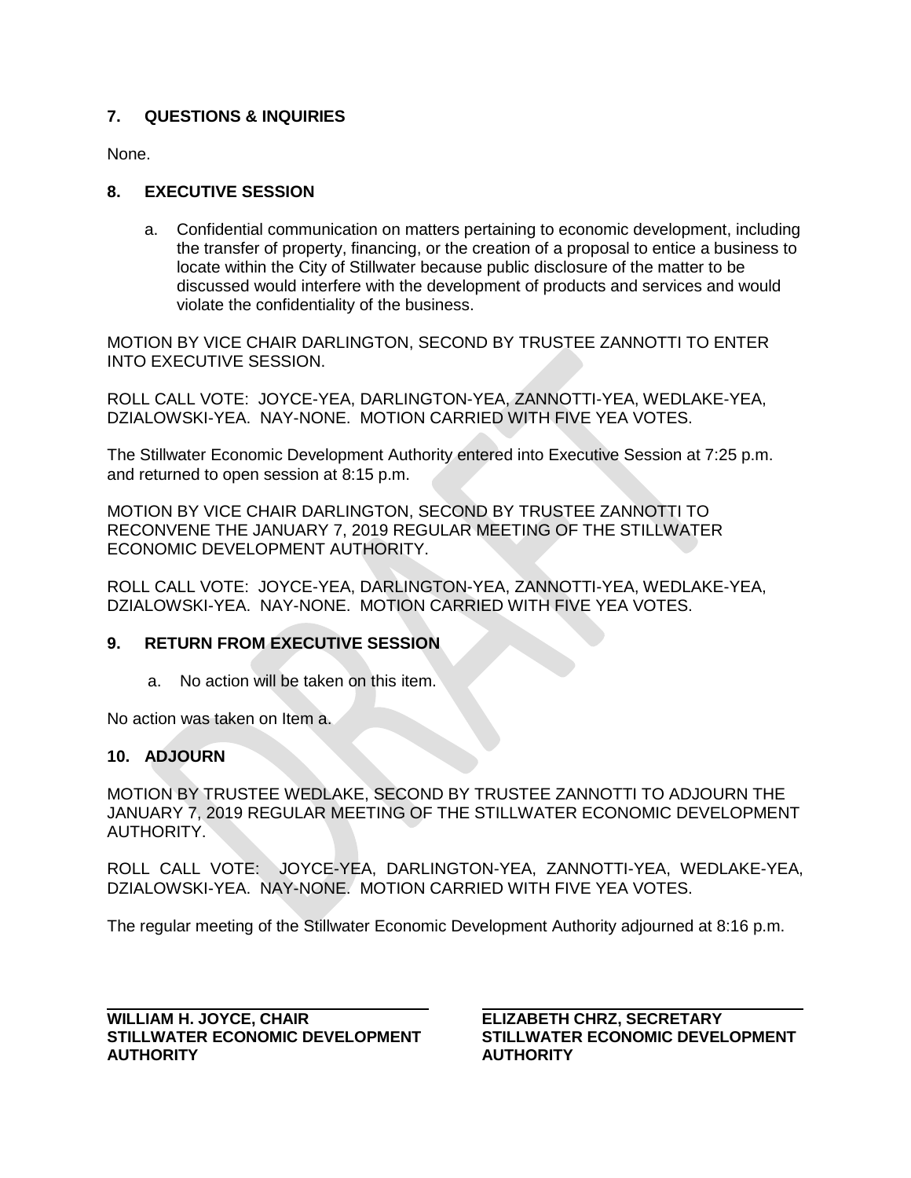## 7. QUESTIONS & INQUIRIES

None.

## 8. EXECUTIVE SESSION

a. Confidential communication on matters pertaining to economic development, including the transfer of property, financing, or the creation of a proposal to entice a business to locate within the City of Stillwater because public disclosure of the matter to be discussed would interfere with the development of products and services and would violate the confidentiality of the business.

MOTION BY VICE CHAIR DARLINGTON, SECOND BY TRUSTEE ZANNOTTI TO ENTER INTO EXECUTIVE SESSION.

ROLL CALL VOTE: JOYCE-YEA, DARLINGTON-YEA, ZANNOTTI-YEA, WEDLAKE-YEA, DZIALOWSKI-YEA. NAY-NONE. MOTION CARRIED WITH FIVE YEA VOTES.

The Stillwater Economic Development Authority entered into Executive Session at 7:25 p.m. and returned to open session at 8:15 p.m.

MOTION BY VICE CHAIR DARLINGTON, SECOND BY TRUSTEE ZANNOTTI TO RECONVENE THE JANUARY 7, 2019 REGULAR MEETING OF THE STILLWATER ECONOMIC DEVELOPMENT AUTHORITY.

ROLL CALL VOTE: JOYCE-YEA, DARLINGTON-YEA, ZANNOTTI-YEA, WEDLAKE-YEA, DZIALOWSKI-YEA. NAY-NONE. MOTION CARRIED WITH FIVE YEA VOTES.

## 9. RETURN FROM EXECUTIVE SESSION

a. No action will be taken on this item.

No action was taken on Item a.

## 10. ADJOURN

MOTION BY TRUSTEE WEDLAKE, SECOND BY TRUSTEE ZANNOTTI TO ADJOURN THE JANUARY 7, 2019 REGULAR MEETING OF THE STILLWATER ECONOMIC DEVELOPMENT AUTHORITY.

ROLL CALL VOTE: JOYCE-YEA, DARLINGTON-YEA, ZANNOTTI-YEA, WEDLAKE-YEA, DZIALOWSKI-YEA. NAY-NONE. MOTION CARRIED WITH FIVE YEA VOTES.

The regular meeting of the Stillwater Economic Development Authority adjourned at 8:16 p.m.

**WILLIAM H. JOYCE, CHAIR**
**STILLWATER ECONOMIC DEVELOPMENT AUTHORITY**

**ELIZABETH CHRZ, SECRETARY**
**STILLWATER ECONOMIC DEVELOPMENT AUTHORITY**